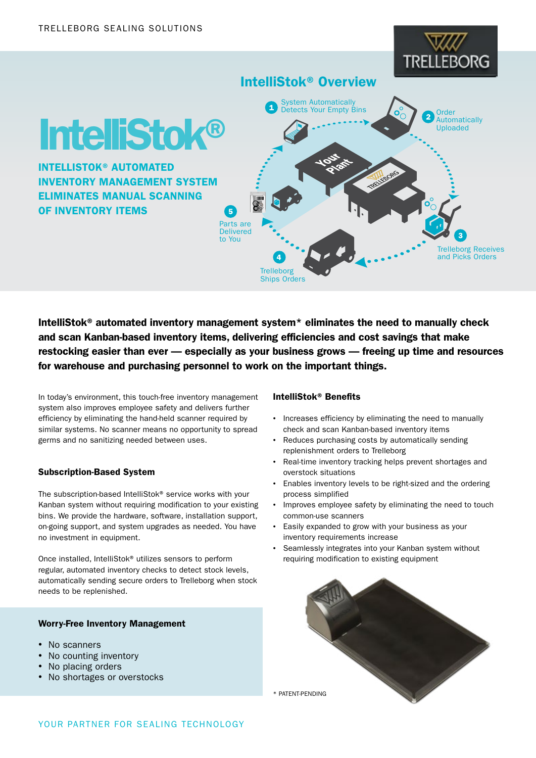# IntelliStok®

## INTELLISTOK® AUTOMATED INVENTORY MANAGEMENT SYSTEM ELIMINATES MANUAL SCANNING OF INVENTORY ITEMS

### IntelliStok® Overview

1. System Automatically Detects Your Empty Bins
2. Order Automatically Uploaded
3. Trelleborg Receives and Picks Orders
4. Trelleborg Ships Orders
5. Parts are Delivered to You

**IntelliStok® automated inventory management system* eliminates the need to manually check and scan Kanban-based inventory items, delivering efficiencies and cost savings that make restocking easier than ever — especially as your business grows — freeing up time and resources for warehouse and purchasing personnel to work on the important things.**

In today's environment, this touch-free inventory management system also improves employee safety and delivers further efficiency by eliminating the hand-held scanner required by similar systems. No scanner means no opportunity to spread germs and no sanitizing needed between uses.

### Subscription-Based System

The subscription-based IntelliStok® service works with your Kanban system without requiring modification to your existing bins. We provide the hardware, software, installation support, on-going support, and system upgrades as needed. You have no investment in equipment.

Once installed, IntelliStok® utilizes sensors to perform regular, automated inventory checks to detect stock levels, automatically sending secure orders to Trelleborg when stock needs to be replenished.

### Worry-Free Inventory Management

- No scanners
- No counting inventory
- No placing orders
- No shortages or overstocks

### IntelliStok® Benefits

- Increases efficiency by eliminating the need to manually check and scan Kanban-based inventory items
- Reduces purchasing costs by automatically sending replenishment orders to Trelleborg
- Real-time inventory tracking helps prevent shortages and overstock situations
- Enables inventory levels to be right-sized and the ordering process simplified
- Improves employee safety by eliminating the need to touch common-use scanners
- Easily expanded to grow with your business as your inventory requirements increase
- Seamlessly integrates into your Kanban system without requiring modification to existing equipment

* PATENT-PENDING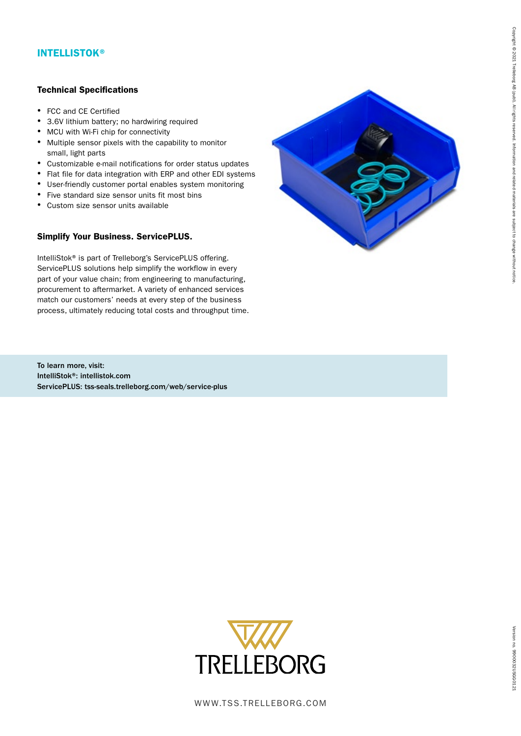## INTELLISTOK®

### Technical Specifications

- FCC and CE Certified
- 3.6V lithium battery; no hardwiring required
- MCU with Wi-Fi chip for connectivity
- Multiple sensor pixels with the capability to monitor small, light parts
- Customizable e-mail notifications for order status updates
- Flat file for data integration with ERP and other EDI systems
- User-friendly customer portal enables system monitoring
- Five standard size sensor units fit most bins
- Custom size sensor units available

### Simplify Your Business. ServicePLUS.

IntelliStok® is part of Trelleborg's ServicePLUS offering. ServicePLUS solutions help simplify the workflow in every part of your value chain; from engineering to manufacturing, procurement to aftermarket. A variety of enhanced services match our customers' needs at every step of the business process, ultimately reducing total costs and throughput time.

**To learn more, visit:**
**IntelliStok®: intellistok.com**
**ServicePLUS: tss-seals.trelleborg.com/web/service-plus**

TRELLEBORG

WWW.TSS.TRELLEBORG.COM

Copyright © 2021 Trelleborg AB (publ). All rights reserved. Information and related materials are subject to change without notice.

Version no. 99000321US0121